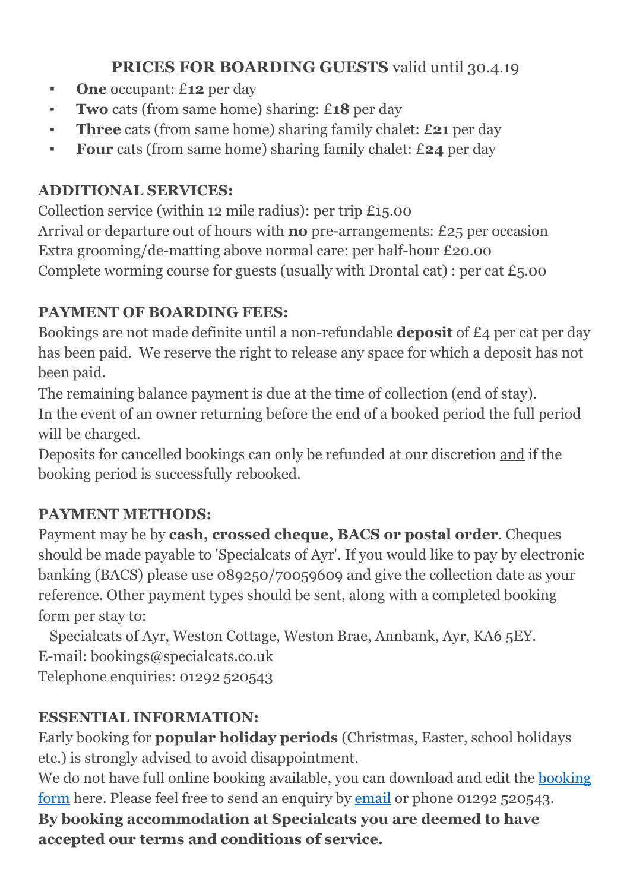## **PRICES FOR BOARDING GUESTS** valid until 30.4.19

- **One** occupant: £**12** per day
- **Two** cats (from same home) sharing: £**18** per day
- **Three** cats (from same home) sharing family chalet: £**21** per day
- **Four** cats (from same home) sharing family chalet: £**24** per day

### ADDITIONAL SERVICES:

Collection service (within 12 mile radius): per trip £15.00
Arrival or departure out of hours with **no** pre-arrangements: £25 per occasion
Extra grooming/de-matting above normal care: per half-hour £20.00
Complete worming course for guests (usually with Drontal cat) : per cat £5.00

### PAYMENT OF BOARDING FEES:

Bookings are not made definite until a non-refundable **deposit** of £4 per cat per day has been paid. We reserve the right to release any space for which a deposit has not been paid.
The remaining balance payment is due at the time of collection (end of stay).
In the event of an owner returning before the end of a booked period the full period will be charged.
Deposits for cancelled bookings can only be refunded at our discretion and if the booking period is successfully rebooked.

### PAYMENT METHODS:

Payment may be by **cash, crossed cheque, BACS or postal order**. Cheques should be made payable to 'Specialcats of Ayr'. If you would like to pay by electronic banking (BACS) please use 089250/70059609 and give the collection date as your reference. Other payment types should be sent, along with a completed booking form per stay to:

Specialcats of Ayr, Weston Cottage, Weston Brae, Annbank, Ayr, KA6 5EY.
E-mail: bookings@specialcats.co.uk
Telephone enquiries: 01292 520543

### ESSENTIAL INFORMATION:

Early booking for **popular holiday periods** (Christmas, Easter, school holidays etc.) is strongly advised to avoid disappointment.
We do not have full online booking available, you can download and edit the booking form here. Please feel free to send an enquiry by email or phone 01292 520543.
**By booking accommodation at Specialcats you are deemed to have accepted our terms and conditions of service.**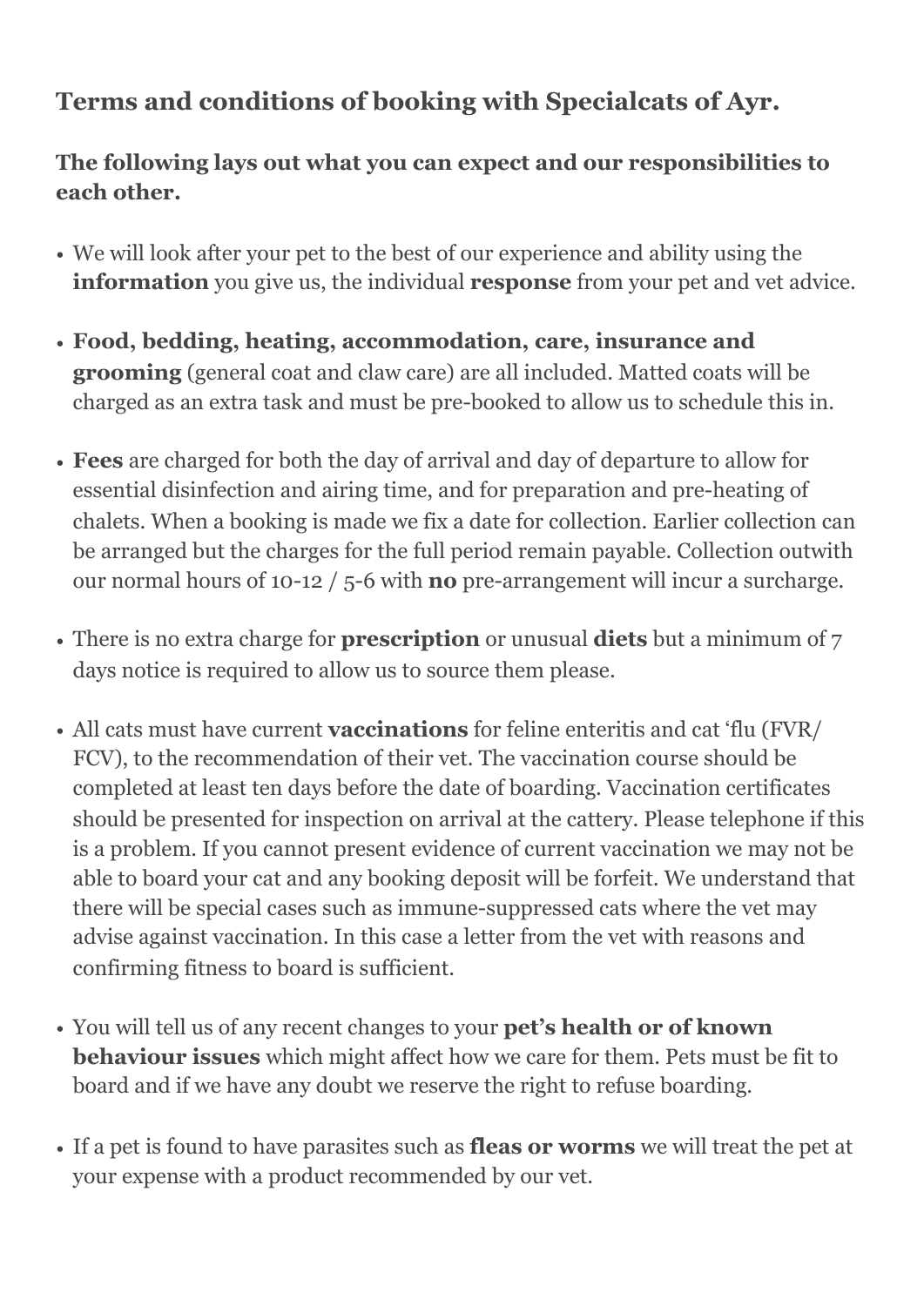## Terms and conditions of booking with Specialcats of Ayr.

### The following lays out what you can expect and our responsibilities to each other.

- We will look after your pet to the best of our experience and ability using the **information** you give us, the individual **response** from your pet and vet advice.
- **Food, bedding, heating, accommodation, care, insurance and grooming** (general coat and claw care) are all included. Matted coats will be charged as an extra task and must be pre-booked to allow us to schedule this in.
- **Fees** are charged for both the day of arrival and day of departure to allow for essential disinfection and airing time, and for preparation and pre-heating of chalets. When a booking is made we fix a date for collection. Earlier collection can be arranged but the charges for the full period remain payable. Collection outwith our normal hours of 10-12 / 5-6 with **no** pre-arrangement will incur a surcharge.
- There is no extra charge for **prescription** or unusual **diets** but a minimum of 7 days notice is required to allow us to source them please.
- All cats must have current **vaccinations** for feline enteritis and cat 'flu (FVR/ FCV), to the recommendation of their vet. The vaccination course should be completed at least ten days before the date of boarding. Vaccination certificates should be presented for inspection on arrival at the cattery. Please telephone if this is a problem. If you cannot present evidence of current vaccination we may not be able to board your cat and any booking deposit will be forfeit. We understand that there will be special cases such as immune-suppressed cats where the vet may advise against vaccination. In this case a letter from the vet with reasons and confirming fitness to board is sufficient.
- You will tell us of any recent changes to your **pet's health or of known behaviour issues** which might affect how we care for them. Pets must be fit to board and if we have any doubt we reserve the right to refuse boarding.
- If a pet is found to have parasites such as **fleas or worms** we will treat the pet at your expense with a product recommended by our vet.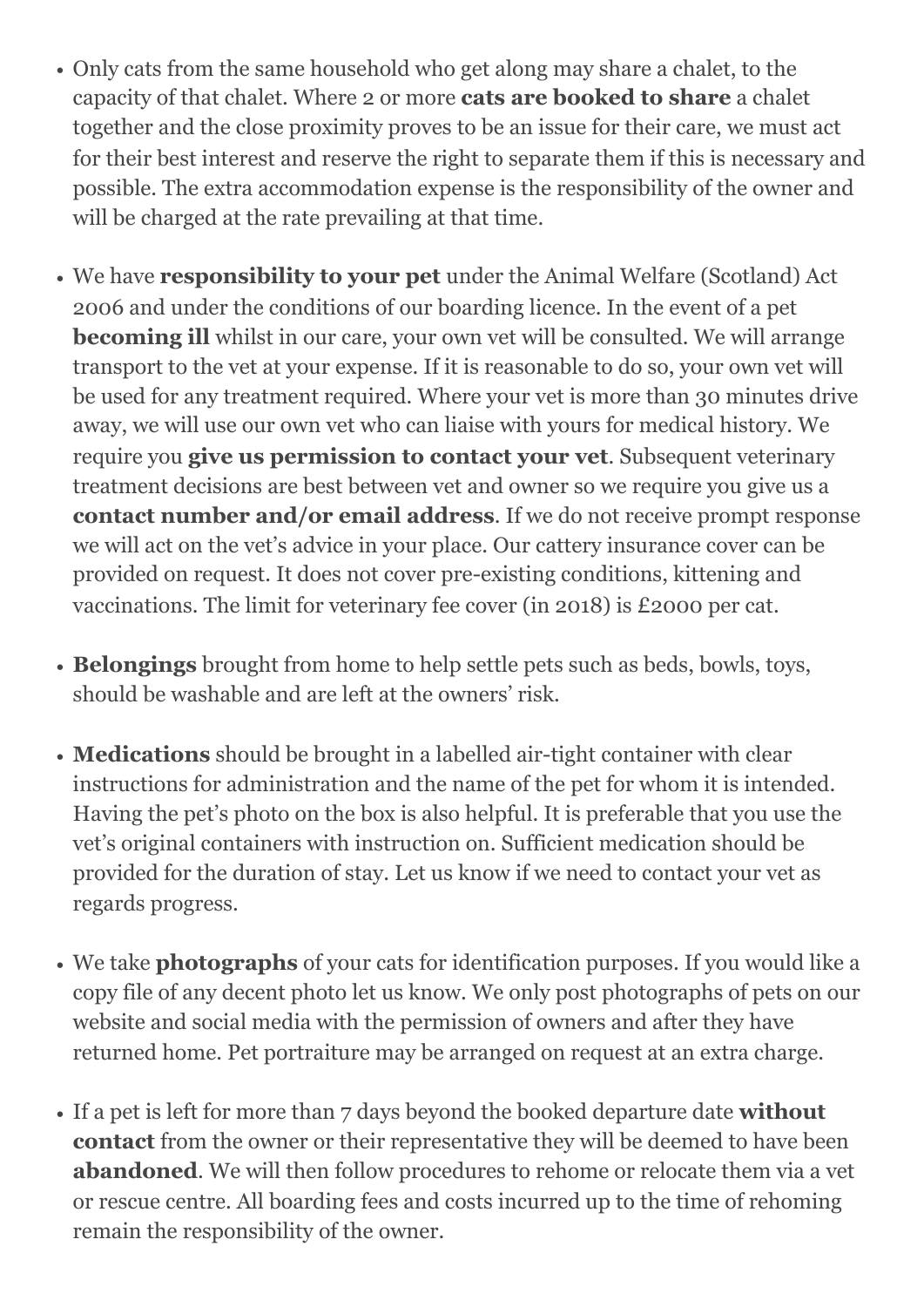- Only cats from the same household who get along may share a chalet, to the capacity of that chalet. Where 2 or more **cats are booked to share** a chalet together and the close proximity proves to be an issue for their care, we must act for their best interest and reserve the right to separate them if this is necessary and possible. The extra accommodation expense is the responsibility of the owner and will be charged at the rate prevailing at that time.

- We have **responsibility to your pet** under the Animal Welfare (Scotland) Act 2006 and under the conditions of our boarding licence. In the event of a pet **becoming ill** whilst in our care, your own vet will be consulted. We will arrange transport to the vet at your expense. If it is reasonable to do so, your own vet will be used for any treatment required. Where your vet is more than 30 minutes drive away, we will use our own vet who can liaise with yours for medical history. We require you **give us permission to contact your vet**. Subsequent veterinary treatment decisions are best between vet and owner so we require you give us a **contact number and/or email address**. If we do not receive prompt response we will act on the vet's advice in your place. Our cattery insurance cover can be provided on request. It does not cover pre-existing conditions, kittening and vaccinations. The limit for veterinary fee cover (in 2018) is £2000 per cat.

- **Belongings** brought from home to help settle pets such as beds, bowls, toys, should be washable and are left at the owners' risk.

- **Medications** should be brought in a labelled air-tight container with clear instructions for administration and the name of the pet for whom it is intended. Having the pet's photo on the box is also helpful. It is preferable that you use the vet's original containers with instruction on. Sufficient medication should be provided for the duration of stay. Let us know if we need to contact your vet as regards progress.

- We take **photographs** of your cats for identification purposes. If you would like a copy file of any decent photo let us know. We only post photographs of pets on our website and social media with the permission of owners and after they have returned home. Pet portraiture may be arranged on request at an extra charge.

- If a pet is left for more than 7 days beyond the booked departure date **without contact** from the owner or their representative they will be deemed to have been **abandoned**. We will then follow procedures to rehome or relocate them via a vet or rescue centre. All boarding fees and costs incurred up to the time of rehoming remain the responsibility of the owner.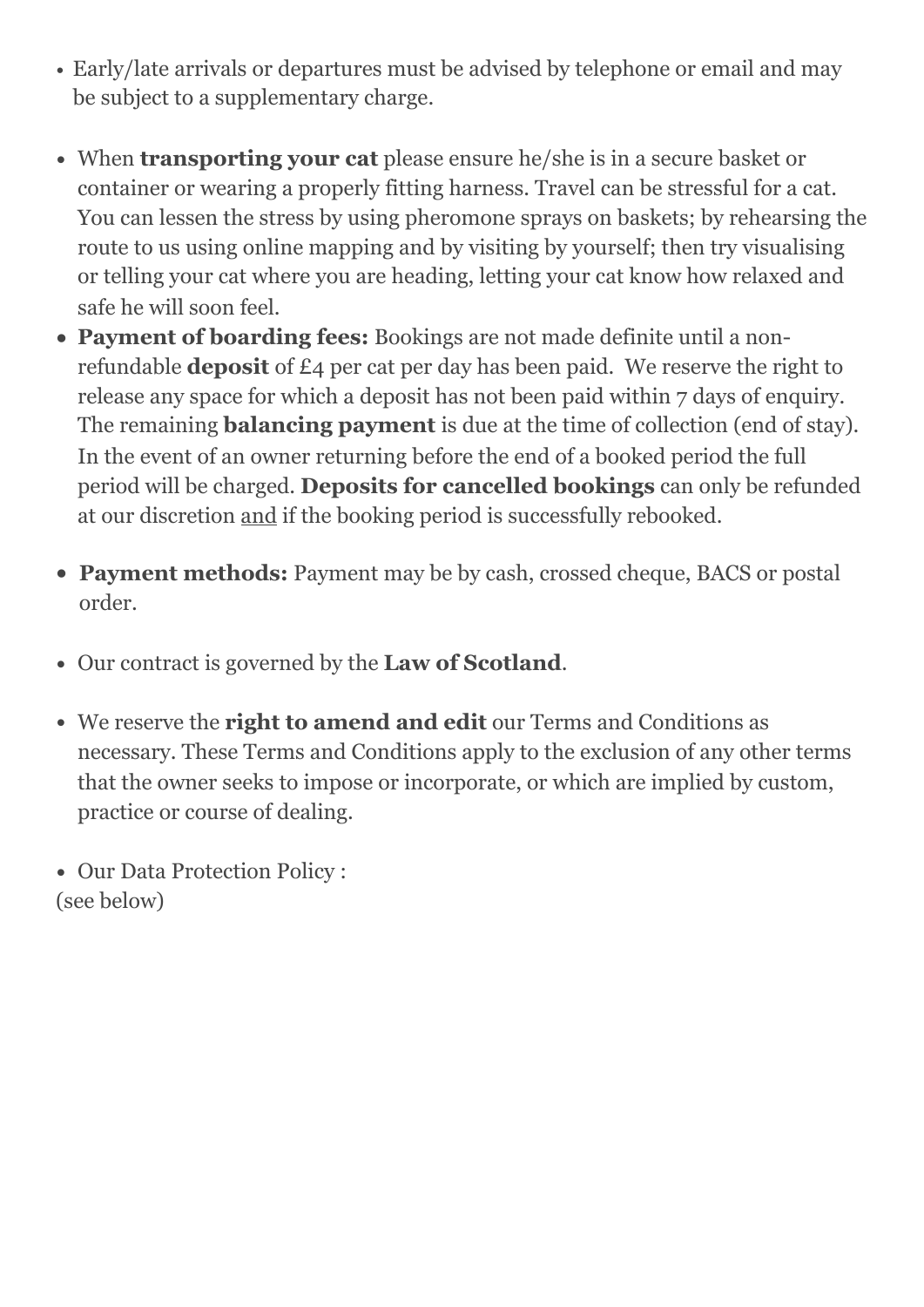- Early/late arrivals or departures must be advised by telephone or email and may be subject to a supplementary charge.

- When **transporting your cat** please ensure he/she is in a secure basket or container or wearing a properly fitting harness. Travel can be stressful for a cat. You can lessen the stress by using pheromone sprays on baskets; by rehearsing the route to us using online mapping and by visiting by yourself; then try visualising or telling your cat where you are heading, letting your cat know how relaxed and safe he will soon feel.
- **Payment of boarding fees:** Bookings are not made definite until a non-refundable **deposit** of £4 per cat per day has been paid. We reserve the right to release any space for which a deposit has not been paid within 7 days of enquiry. The remaining **balancing payment** is due at the time of collection (end of stay). In the event of an owner returning before the end of a booked period the full period will be charged. **Deposits for cancelled bookings** can only be refunded at our discretion <u>and</u> if the booking period is successfully rebooked.

- **Payment methods:** Payment may be by cash, crossed cheque, BACS or postal order.

- Our contract is governed by the **Law of Scotland**.

- We reserve the **right to amend and edit** our Terms and Conditions as necessary. These Terms and Conditions apply to the exclusion of any other terms that the owner seeks to impose or incorporate, or which are implied by custom, practice or course of dealing.

- Our Data Protection Policy :

(see below)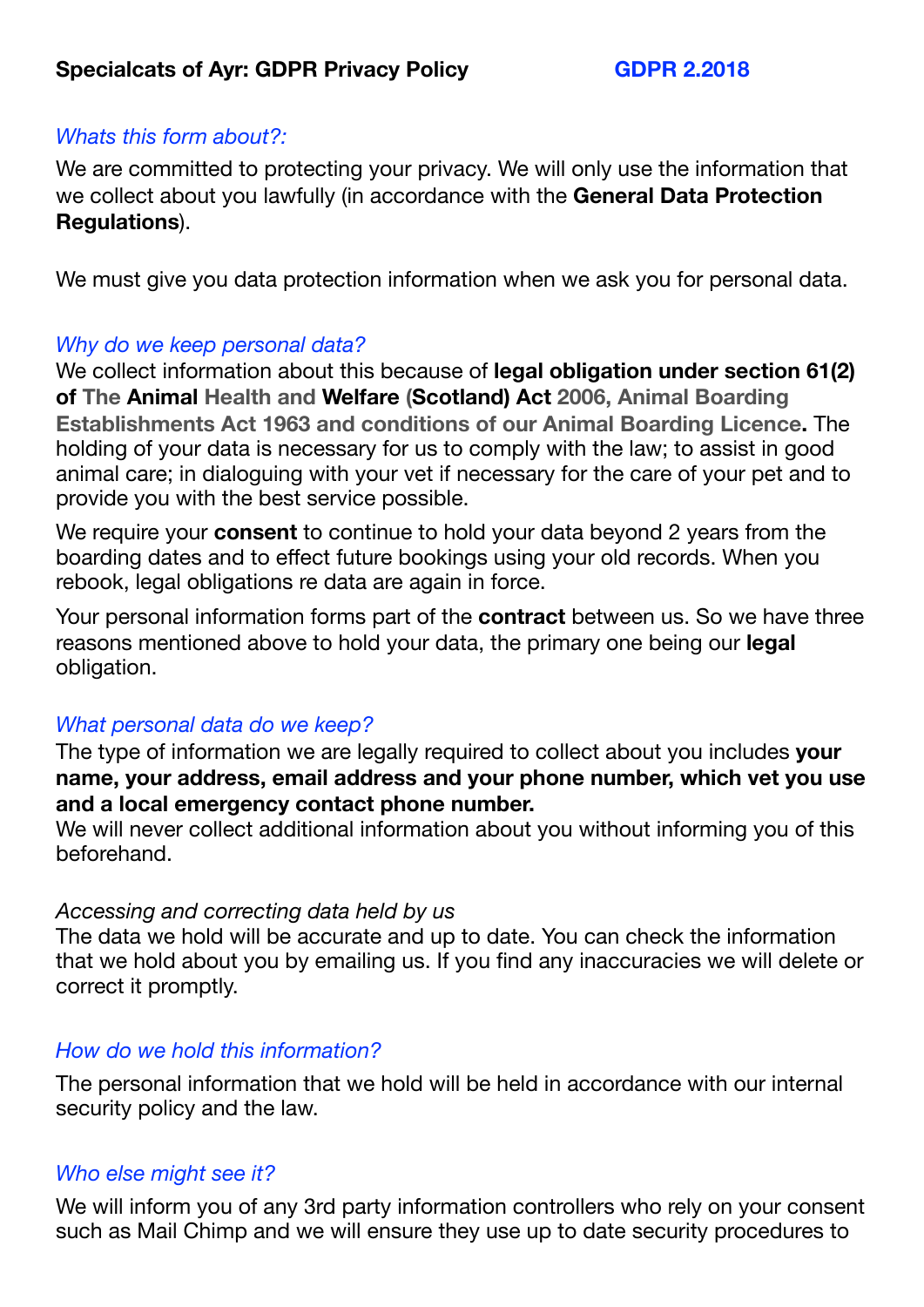**Specialcats of Ayr: GDPR Privacy Policy** **GDPR 2.2018**

*Whats this form about?:*

We are committed to protecting your privacy. We will only use the information that we collect about you lawfully (in accordance with the **General Data Protection Regulations**).

We must give you data protection information when we ask you for personal data.

*Why do we keep personal data?*

We collect information about this because of **legal obligation under section 61(2) of The Animal Health and Welfare (Scotland) Act 2006, Animal Boarding Establishments Act 1963 and conditions of our Animal Boarding Licence.** The holding of your data is necessary for us to comply with the law; to assist in good animal care; in dialoguing with your vet if necessary for the care of your pet and to provide you with the best service possible.

We require your **consent** to continue to hold your data beyond 2 years from the boarding dates and to effect future bookings using your old records. When you rebook, legal obligations re data are again in force.

Your personal information forms part of the **contract** between us. So we have three reasons mentioned above to hold your data, the primary one being our **legal** obligation.

*What personal data do we keep?*

The type of information we are legally required to collect about you includes **your name, your address, email address and your phone number, which vet you use and a local emergency contact phone number.**

We will never collect additional information about you without informing you of this beforehand.

*Accessing and correcting data held by us*

The data we hold will be accurate and up to date. You can check the information that we hold about you by emailing us. If you find any inaccuracies we will delete or correct it promptly.

*How do we hold this information?*

The personal information that we hold will be held in accordance with our internal security policy and the law.

*Who else might see it?*

We will inform you of any 3rd party information controllers who rely on your consent such as Mail Chimp and we will ensure they use up to date security procedures to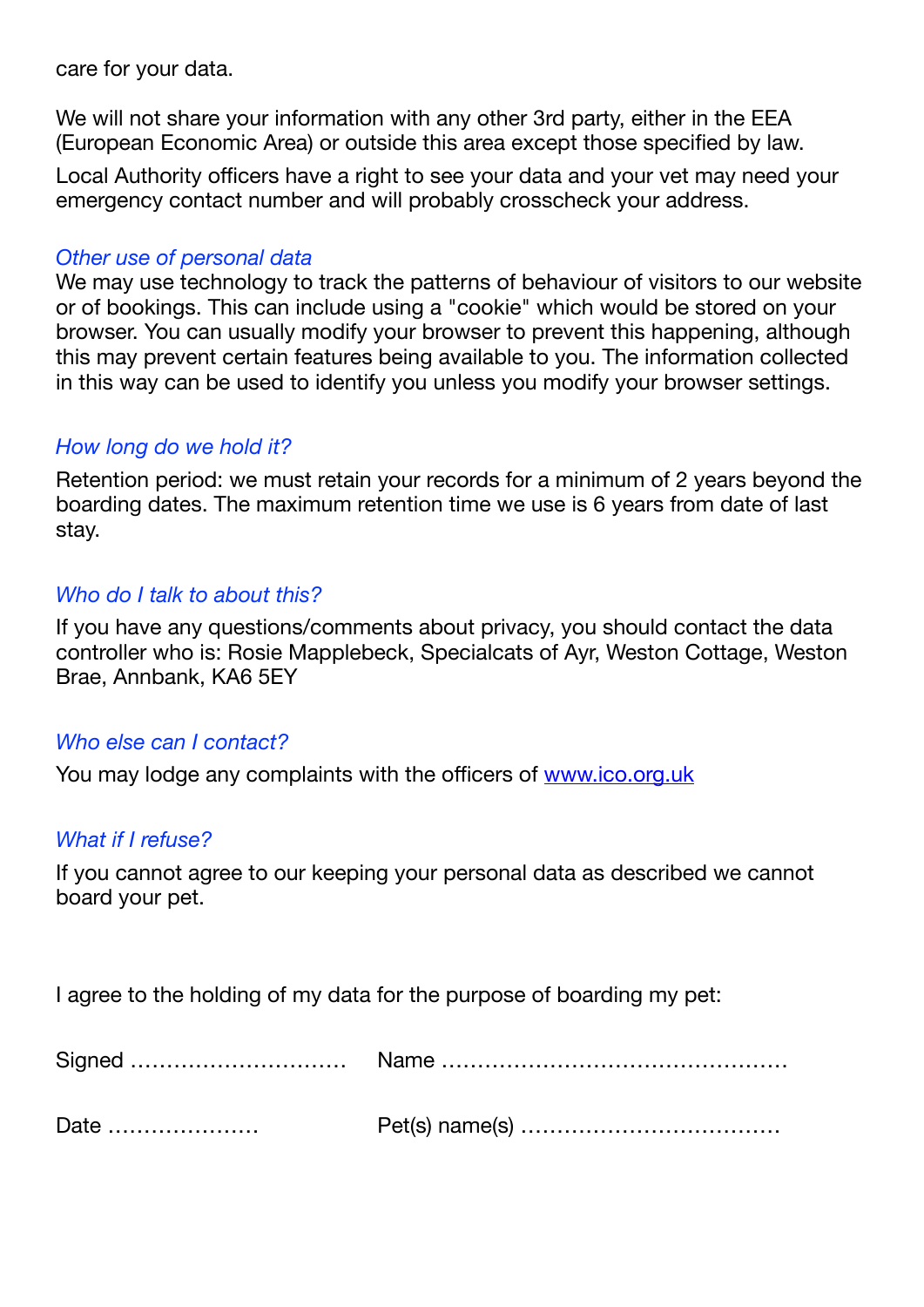care for your data.

We will not share your information with any other 3rd party, either in the EEA (European Economic Area) or outside this area except those specified by law.

Local Authority officers have a right to see your data and your vet may need your emergency contact number and will probably crosscheck your address.

### *Other use of personal data*

We may use technology to track the patterns of behaviour of visitors to our website or of bookings. This can include using a "cookie" which would be stored on your browser. You can usually modify your browser to prevent this happening, although this may prevent certain features being available to you. The information collected in this way can be used to identify you unless you modify your browser settings.

### *How long do we hold it?*

Retention period: we must retain your records for a minimum of 2 years beyond the boarding dates. The maximum retention time we use is 6 years from date of last stay.

### *Who do I talk to about this?*

If you have any questions/comments about privacy, you should contact the data controller who is: Rosie Mapplebeck, Specialcats of Ayr, Weston Cottage, Weston Brae, Annbank, KA6 5EY

### *Who else can I contact?*

You may lodge any complaints with the officers of [www.ico.org.uk](http://www.ico.org.uk)

### *What if I refuse?*

If you cannot agree to our keeping your personal data as described we cannot board your pet.

I agree to the holding of my data for the purpose of boarding my pet:

Signed ………………………… Name …………………………………………

Date ………………… Pet(s) name(s) ………………………………